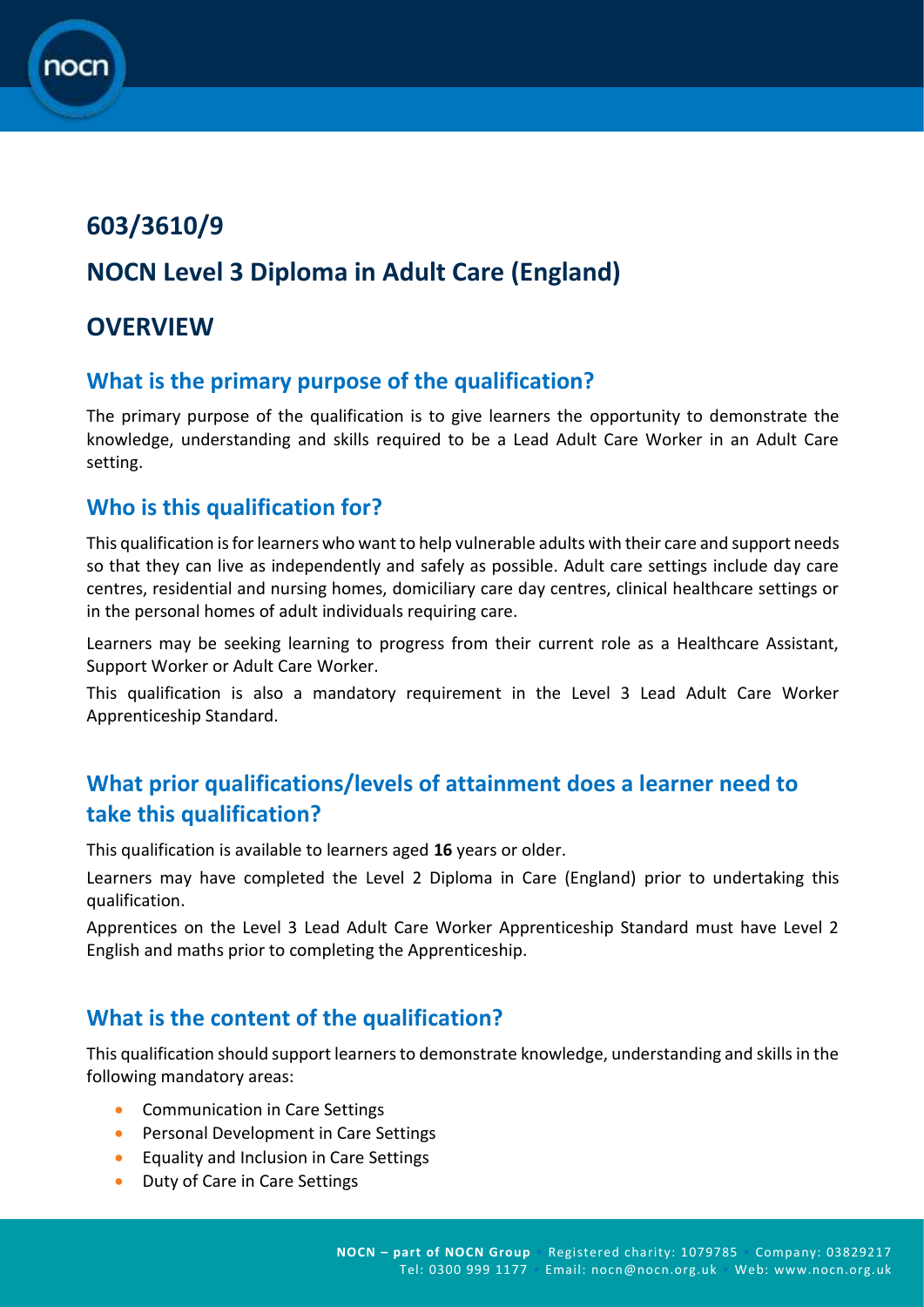# 603/3610/9

# NOCN Level 3 Diploma in Adult Care (England)

## OVERVIEW

### What is the primary purpose of the qualification?

The primary purpose of the qualification is to give learners the opportunity to demonstrate the knowledge, understanding and skills required to be a Lead Adult Care Worker in an Adult Care setting.

### Who is this qualification for?

This qualification is for learners who want to help vulnerable adults with their care and support needs so that they can live as independently and safely as possible. Adult care settings include day care centres, residential and nursing homes, domiciliary care day centres, clinical healthcare settings or in the personal homes of adult individuals requiring care.

Learners may be seeking learning to progress from their current role as a Healthcare Assistant, Support Worker or Adult Care Worker.

This qualification is also a mandatory requirement in the Level 3 Lead Adult Care Worker Apprenticeship Standard.

### What prior qualifications/levels of attainment does a learner need to take this qualification?

This qualification is available to learners aged **16** years or older.

Learners may have completed the Level 2 Diploma in Care (England) prior to undertaking this qualification.

Apprentices on the Level 3 Lead Adult Care Worker Apprenticeship Standard must have Level 2 English and maths prior to completing the Apprenticeship.

### What is the content of the qualification?

This qualification should support learners to demonstrate knowledge, understanding and skills in the following mandatory areas:

- Communication in Care Settings
- Personal Development in Care Settings
- Equality and Inclusion in Care Settings
- Duty of Care in Care Settings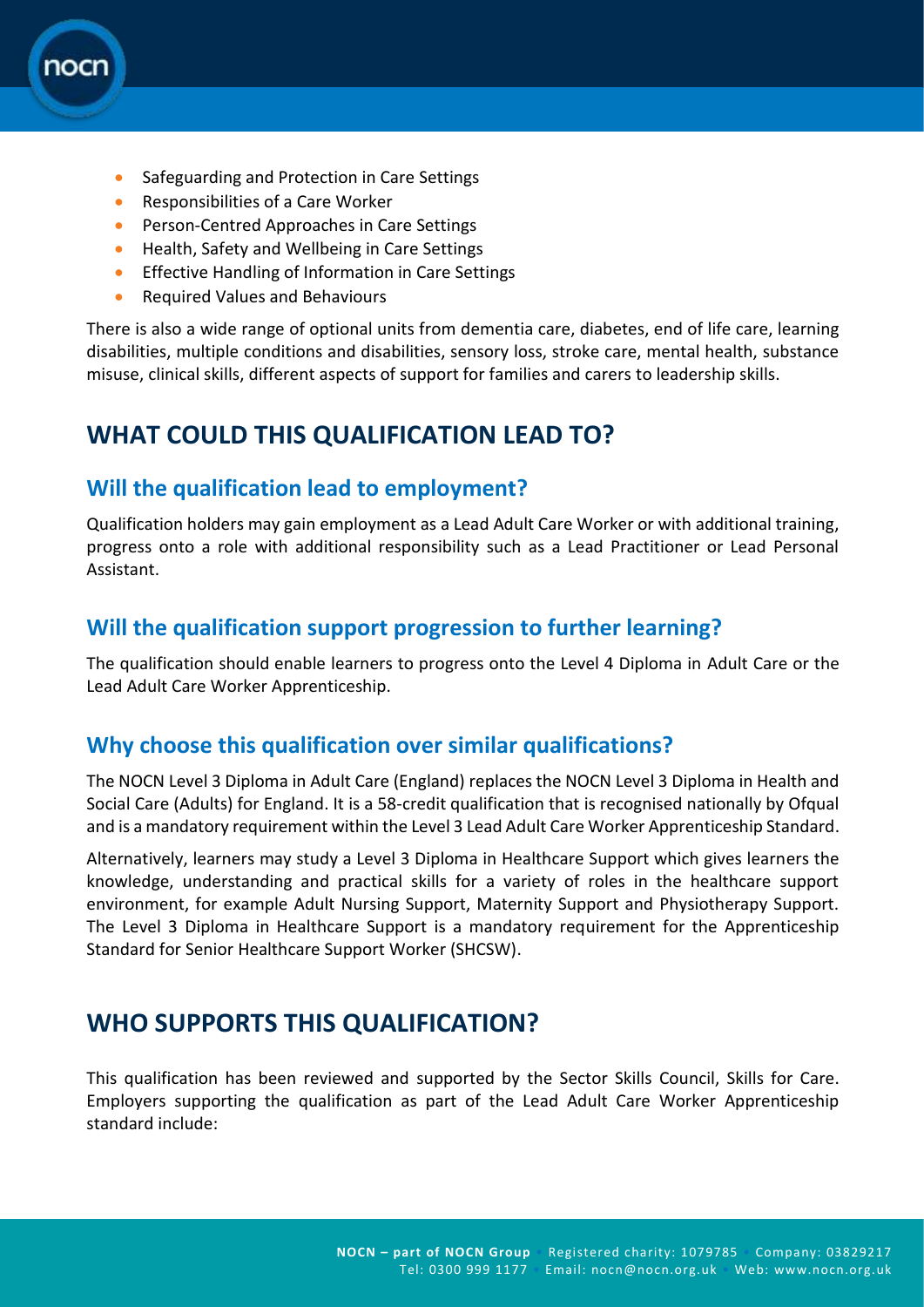- Safeguarding and Protection in Care Settings
- Responsibilities of a Care Worker
- Person-Centred Approaches in Care Settings
- Health, Safety and Wellbeing in Care Settings
- Effective Handling of Information in Care Settings
- Required Values and Behaviours

There is also a wide range of optional units from dementia care, diabetes, end of life care, learning disabilities, multiple conditions and disabilities, sensory loss, stroke care, mental health, substance misuse, clinical skills, different aspects of support for families and carers to leadership skills.

# WHAT COULD THIS QUALIFICATION LEAD TO?

## Will the qualification lead to employment?

Qualification holders may gain employment as a Lead Adult Care Worker or with additional training, progress onto a role with additional responsibility such as a Lead Practitioner or Lead Personal Assistant.

## Will the qualification support progression to further learning?

The qualification should enable learners to progress onto the Level 4 Diploma in Adult Care or the Lead Adult Care Worker Apprenticeship.

## Why choose this qualification over similar qualifications?

The NOCN Level 3 Diploma in Adult Care (England) replaces the NOCN Level 3 Diploma in Health and Social Care (Adults) for England. It is a 58-credit qualification that is recognised nationally by Ofqual and is a mandatory requirement within the Level 3 Lead Adult Care Worker Apprenticeship Standard.

Alternatively, learners may study a Level 3 Diploma in Healthcare Support which gives learners the knowledge, understanding and practical skills for a variety of roles in the healthcare support environment, for example Adult Nursing Support, Maternity Support and Physiotherapy Support. The Level 3 Diploma in Healthcare Support is a mandatory requirement for the Apprenticeship Standard for Senior Healthcare Support Worker (SHCSW).

# WHO SUPPORTS THIS QUALIFICATION?

This qualification has been reviewed and supported by the Sector Skills Council, Skills for Care. Employers supporting the qualification as part of the Lead Adult Care Worker Apprenticeship standard include: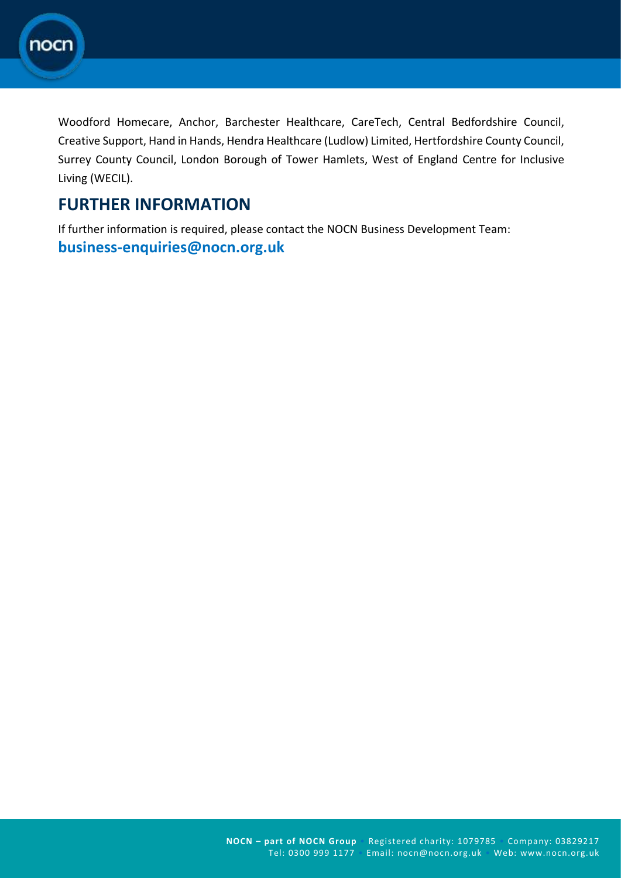Woodford Homecare, Anchor, Barchester Healthcare, CareTech, Central Bedfordshire Council, Creative Support, Hand in Hands, Hendra Healthcare (Ludlow) Limited, Hertfordshire County Council, Surrey County Council, London Borough of Tower Hamlets, West of England Centre for Inclusive Living (WECIL).

## FURTHER INFORMATION

If further information is required, please contact the NOCN Business Development Team:
**business-enquiries@nocn.org.uk**